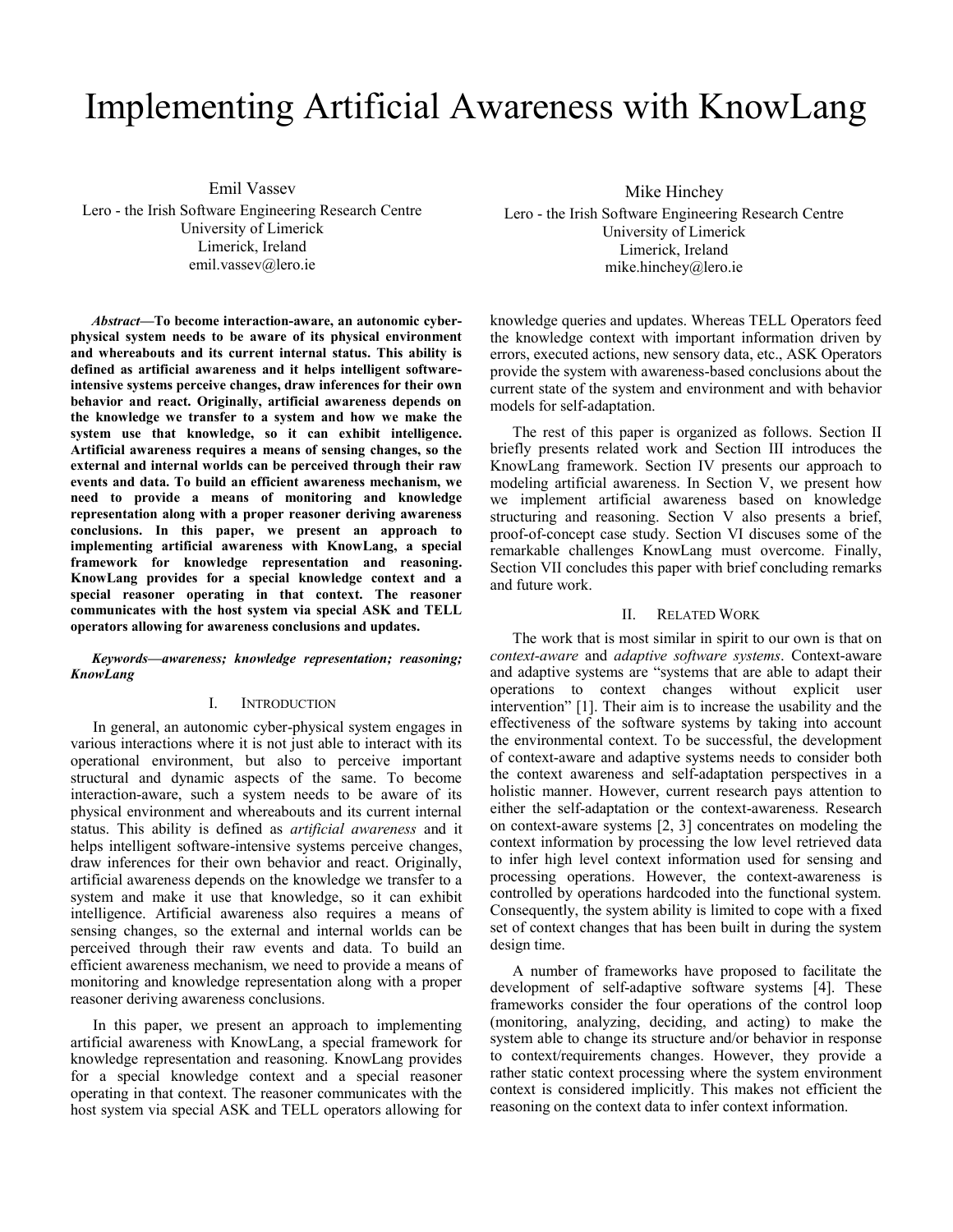# Implementing Artificial Awareness with KnowLang

Emil Vassev
Lero - the Irish Software Engineering Research Centre
University of Limerick
Limerick, Ireland
emil.vassev@lero.ie

Mike Hinchey
Lero - the Irish Software Engineering Research Centre
University of Limerick
Limerick, Ireland
mike.hinchey@lero.ie

***Abstract*—To become interaction-aware, an autonomic cyber-physical system needs to be aware of its physical environment and whereabouts and its current internal status. This ability is defined as artificial awareness and it helps intelligent software-intensive systems perceive changes, draw inferences for their own behavior and react. Originally, artificial awareness depends on the knowledge we transfer to a system and how we make the system use that knowledge, so it can exhibit intelligence. Artificial awareness requires a means of sensing changes, so the external and internal worlds can be perceived through their raw events and data. To build an efficient awareness mechanism, we need to provide a means of monitoring and knowledge representation along with a proper reasoner deriving awareness conclusions. In this paper, we present an approach to implementing artificial awareness with KnowLang, a special framework for knowledge representation and reasoning. KnowLang provides for a special knowledge context and a special reasoner operating in that context. The reasoner communicates with the host system via special ASK and TELL operators allowing for awareness conclusions and updates.**

***Keywords—awareness; knowledge representation; reasoning; KnowLang***

## I. Introduction

In general, an autonomic cyber-physical system engages in various interactions where it is not just able to interact with its operational environment, but also to perceive important structural and dynamic aspects of the same. To become interaction-aware, such a system needs to be aware of its physical environment and whereabouts and its current internal status. This ability is defined as *artificial awareness* and it helps intelligent software-intensive systems perceive changes, draw inferences for their own behavior and react. Originally, artificial awareness depends on the knowledge we transfer to a system and make it use that knowledge, so it can exhibit intelligence. Artificial awareness also requires a means of sensing changes, so the external and internal worlds can be perceived through their raw events and data. To build an efficient awareness mechanism, we need to provide a means of monitoring and knowledge representation along with a proper reasoner deriving awareness conclusions.

In this paper, we present an approach to implementing artificial awareness with KnowLang, a special framework for knowledge representation and reasoning. KnowLang provides for a special knowledge context and a special reasoner operating in that context. The reasoner communicates with the host system via special ASK and TELL operators allowing for knowledge queries and updates. Whereas TELL Operators feed the knowledge context with important information driven by errors, executed actions, new sensory data, etc., ASK Operators provide the system with awareness-based conclusions about the current state of the system and environment and with behavior models for self-adaptation.

The rest of this paper is organized as follows. Section II briefly presents related work and Section III introduces the KnowLang framework. Section IV presents our approach to modeling artificial awareness. In Section V, we present how we implement artificial awareness based on knowledge structuring and reasoning. Section V also presents a brief, proof-of-concept case study. Section VI discuses some of the remarkable challenges KnowLang must overcome. Finally, Section VII concludes this paper with brief concluding remarks and future work.

## II. Related Work

The work that is most similar in spirit to our own is that on *context-aware* and *adaptive software systems*. Context-aware and adaptive systems are "systems that are able to adapt their operations to context changes without explicit user intervention" [1]. Their aim is to increase the usability and the effectiveness of the software systems by taking into account the environmental context. To be successful, the development of context-aware and adaptive systems needs to consider both the context awareness and self-adaptation perspectives in a holistic manner. However, current research pays attention to either the self-adaptation or the context-awareness. Research on context-aware systems [2, 3] concentrates on modeling the context information by processing the low level retrieved data to infer high level context information used for sensing and processing operations. However, the context-awareness is controlled by operations hardcoded into the functional system. Consequently, the system ability is limited to cope with a fixed set of context changes that has been built in during the system design time.

A number of frameworks have proposed to facilitate the development of self-adaptive software systems [4]. These frameworks consider the four operations of the control loop (monitoring, analyzing, deciding, and acting) to make the system able to change its structure and/or behavior in response to context/requirements changes. However, they provide a rather static context processing where the system environment context is considered implicitly. This makes not efficient the reasoning on the context data to infer context information.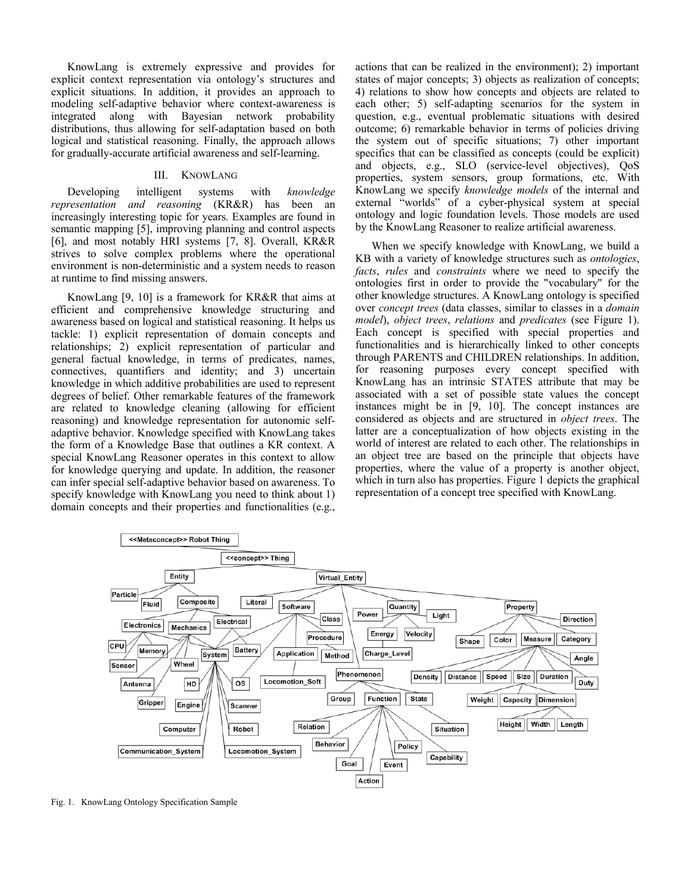KnowLang is extremely expressive and provides for explicit context representation via ontology's structures and explicit situations. In addition, it provides an approach to modeling self-adaptive behavior where context-awareness is integrated along with Bayesian network probability distributions, thus allowing for self-adaptation based on both logical and statistical reasoning. Finally, the approach allows for gradually-accurate artificial awareness and self-learning.

## III. KnowLang

Developing intelligent systems with *knowledge representation and reasoning* (KR&R) has been an increasingly interesting topic for years. Examples are found in semantic mapping [5], improving planning and control aspects [6], and most notably HRI systems [7, 8]. Overall, KR&R strives to solve complex problems where the operational environment is non-deterministic and a system needs to reason at runtime to find missing answers.

KnowLang [9, 10] is a framework for KR&R that aims at efficient and comprehensive knowledge structuring and awareness based on logical and statistical reasoning. It helps us tackle: 1) explicit representation of domain concepts and relationships; 2) explicit representation of particular and general factual knowledge, in terms of predicates, names, connectives, quantifiers and identity; and 3) uncertain knowledge in which additive probabilities are used to represent degrees of belief. Other remarkable features of the framework are related to knowledge cleaning (allowing for efficient reasoning) and knowledge representation for autonomic self-adaptive behavior. Knowledge specified with KnowLang takes the form of a Knowledge Base that outlines a KR context. A special KnowLang Reasoner operates in this context to allow for knowledge querying and update. In addition, the reasoner can infer special self-adaptive behavior based on awareness. To specify knowledge with KnowLang you need to think about 1) domain concepts and their properties and functionalities (e.g., actions that can be realized in the environment); 2) important states of major concepts; 3) objects as realization of concepts; 4) relations to show how concepts and objects are related to each other; 5) self-adapting scenarios for the system in question, e.g., eventual problematic situations with desired outcome; 6) remarkable behavior in terms of policies driving the system out of specific situations; 7) other important specifics that can be classified as concepts (could be explicit) and objects, e.g., SLO (service-level objectives), QoS properties, system sensors, group formations, etc. With KnowLang we specify *knowledge models* of the internal and external "worlds" of a cyber-physical system at special ontology and logic foundation levels. Those models are used by the KnowLang Reasoner to realize artificial awareness.

When we specify knowledge with KnowLang, we build a KB with a variety of knowledge structures such as *ontologies*, *facts*, *rules* and *constraints* where we need to specify the ontologies first in order to provide the "vocabulary" for the other knowledge structures. A KnowLang ontology is specified over *concept trees* (data classes, similar to classes in a *domain model*), *object trees*, *relations* and *predicates* (see Figure 1). Each concept is specified with special properties and functionalities and is hierarchically linked to other concepts through PARENTS and CHILDREN relationships. In addition, for reasoning purposes every concept specified with KnowLang has an intrinsic STATES attribute that may be associated with a set of possible state values the concept instances might be in [9, 10]. The concept instances are considered as objects and are structured in *object trees*. The latter are a conceptualization of how objects existing in the world of interest are related to each other. The relationships in an object tree are based on the principle that objects have properties, where the value of a property is another object, which in turn also has properties. Figure 1 depicts the graphical representation of a concept tree specified with KnowLang.

Fig. 1. KnowLang Ontology Specification Sample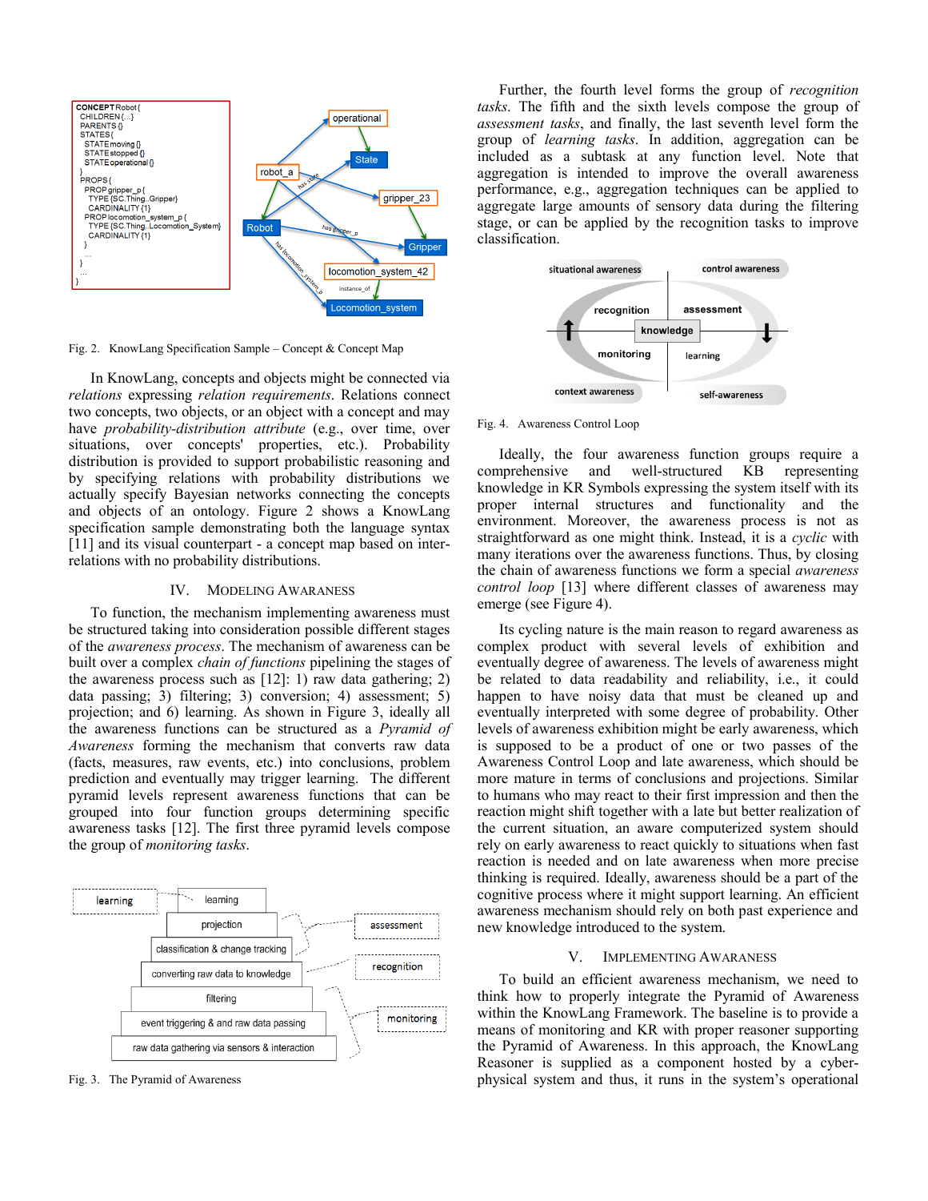```
CONCEPT Robot {
  CHILDREN {...}
  PARENTS {}
  STATES {
    STATE moving {}
    STATE stopped {}
    STATE operational {}
  }
  PROPS {
    PROP gripper_p {
      TYPE {SC.Thing..Gripper}
      CARDINALITY {1}
    }
    PROP locomotion_system_p {
      TYPE {SC.Thing..Locomotion_System}
      CARDINALITY {1}
    }
    ...
  }
  ...
}
```

Fig. 2. KnowLang Specification Sample – Concept & Concept Map

In KnowLang, concepts and objects might be connected via *relations* expressing *relation requirements*. Relations connect two concepts, two objects, or an object with a concept and may have *probability-distribution attribute* (e.g., over time, over situations, over concepts' properties, etc.). Probability distribution is provided to support probabilistic reasoning and by specifying relations with probability distributions we actually specify Bayesian networks connecting the concepts and objects of an ontology. Figure 2 shows a KnowLang specification sample demonstrating both the language syntax [11] and its visual counterpart - a concept map based on inter-relations with no probability distributions.

## IV. Modeling Awareness

To function, the mechanism implementing awareness must be structured taking into consideration possible different stages of the *awareness process*. The mechanism of awareness can be built over a complex *chain of functions* pipelining the stages of the awareness process such as [12]: 1) raw data gathering; 2) data passing; 3) filtering; 3) conversion; 4) assessment; 5) projection; and 6) learning. As shown in Figure 3, ideally all the awareness functions can be structured as a *Pyramid of Awareness* forming the mechanism that converts raw data (facts, measures, raw events, etc.) into conclusions, problem prediction and eventually may trigger learning. The different pyramid levels represent awareness functions that can be grouped into four function groups determining specific awareness tasks [12]. The first three pyramid levels compose the group of *monitoring tasks*.

Fig. 3. The Pyramid of Awareness

Further, the fourth level forms the group of *recognition tasks*. The fifth and the sixth levels compose the group of *assessment tasks*, and finally, the last seventh level form the group of *learning tasks*. In addition, aggregation can be included as a subtask at any function level. Note that aggregation is intended to improve the overall awareness performance, e.g., aggregation techniques can be applied to aggregate large amounts of sensory data during the filtering stage, or can be applied by the recognition tasks to improve classification.

Fig. 4. Awareness Control Loop

Ideally, the four awareness function groups require a comprehensive and well-structured KB representing knowledge in KR Symbols expressing the system itself with its proper internal structures and functionality and the environment. Moreover, the awareness process is not as straightforward as one might think. Instead, it is a *cyclic* with many iterations over the awareness functions. Thus, by closing the chain of awareness functions we form a special *awareness control loop* [13] where different classes of awareness may emerge (see Figure 4).

Its cycling nature is the main reason to regard awareness as complex product with several levels of exhibition and eventually degree of awareness. The levels of awareness might be related to data readability and reliability, i.e., it could happen to have noisy data that must be cleaned up and eventually interpreted with some degree of probability. Other levels of awareness exhibition might be early awareness, which is supposed to be a product of one or two passes of the Awareness Control Loop and late awareness, which should be more mature in terms of conclusions and projections. Similar to humans who may react to their first impression and then the reaction might shift together with a late but better realization of the current situation, an aware computerized system should rely on early awareness to react quickly to situations when fast reaction is needed and on late awareness when more precise thinking is required. Ideally, awareness should be a part of the cognitive process where it might support learning. An efficient awareness mechanism should rely on both past experience and new knowledge introduced to the system.

## V. Implementing Awareness

To build an efficient awareness mechanism, we need to think how to properly integrate the Pyramid of Awareness within the KnowLang Framework. The baseline is to provide a means of monitoring and KR with proper reasoner supporting the Pyramid of Awareness. In this approach, the KnowLang Reasoner is supplied as a component hosted by a cyber-physical system and thus, it runs in the system's operational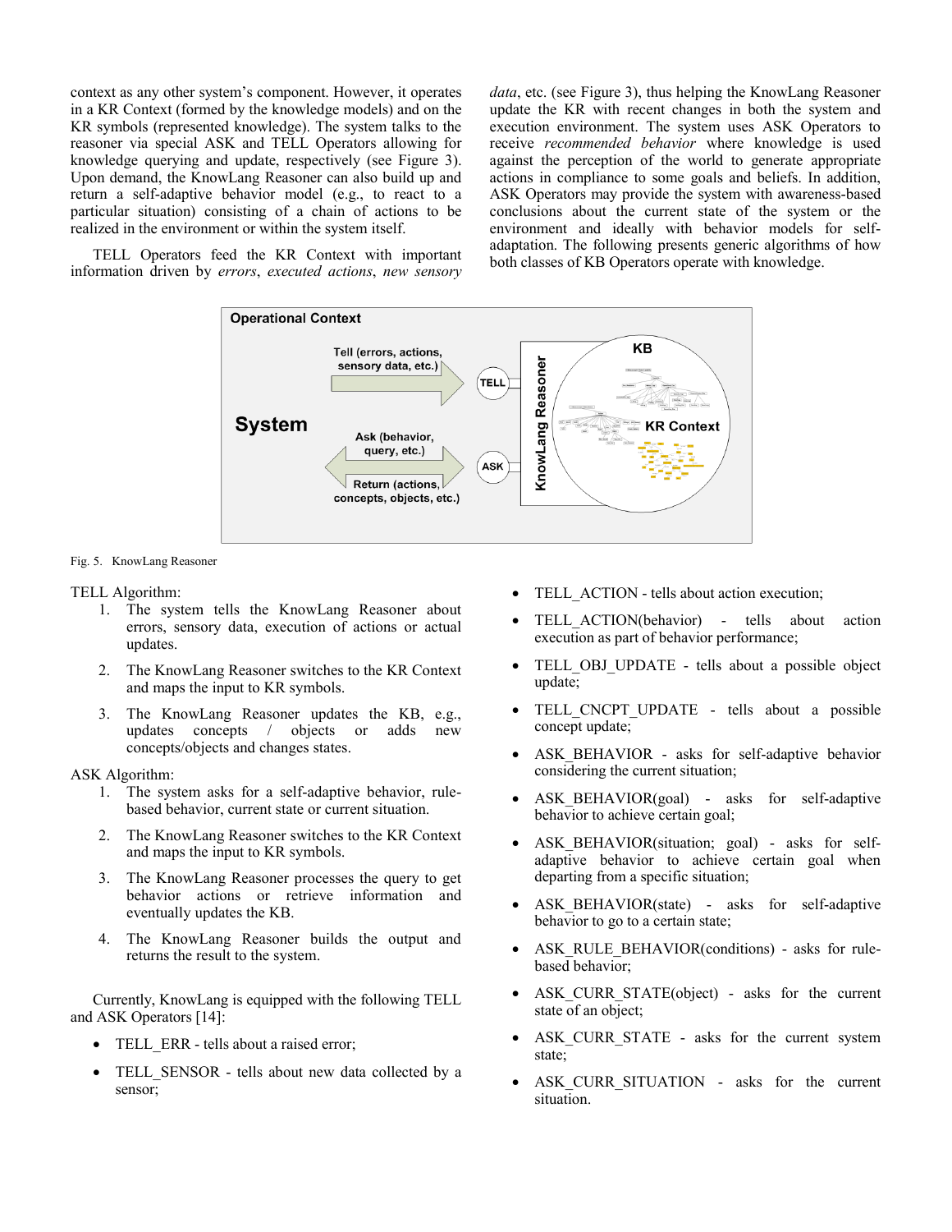context as any other system's component. However, it operates in a KR Context (formed by the knowledge models) and on the KR symbols (represented knowledge). The system talks to the reasoner via special ASK and TELL Operators allowing for knowledge querying and update, respectively (see Figure 3). Upon demand, the KnowLang Reasoner can also build up and return a self-adaptive behavior model (e.g., to react to a particular situation) consisting of a chain of actions to be realized in the environment or within the system itself.

TELL Operators feed the KR Context with important information driven by *errors*, *executed actions*, *new sensory data*, etc. (see Figure 3), thus helping the KnowLang Reasoner update the KR with recent changes in both the system and execution environment. The system uses ASK Operators to receive *recommended behavior* where knowledge is used against the perception of the world to generate appropriate actions in compliance to some goals and beliefs. In addition, ASK Operators may provide the system with awareness-based conclusions about the current state of the system or the environment and ideally with behavior models for self-adaptation. The following presents generic algorithms of how both classes of KB Operators operate with knowledge.

Fig. 5. KnowLang Reasoner

TELL Algorithm:

1. The system tells the KnowLang Reasoner about errors, sensory data, execution of actions or actual updates.
2. The KnowLang Reasoner switches to the KR Context and maps the input to KR symbols.
3. The KnowLang Reasoner updates the KB, e.g., updates concepts / objects or adds new concepts/objects and changes states.

ASK Algorithm:

1. The system asks for a self-adaptive behavior, rule-based behavior, current state or current situation.
2. The KnowLang Reasoner switches to the KR Context and maps the input to KR symbols.
3. The KnowLang Reasoner processes the query to get behavior actions or retrieve information and eventually updates the KB.
4. The KnowLang Reasoner builds the output and returns the result to the system.

Currently, KnowLang is equipped with the following TELL and ASK Operators [14]:

- TELL_ERR - tells about a raised error;
- TELL_SENSOR - tells about new data collected by a sensor;
- TELL_ACTION - tells about action execution;
- TELL_ACTION(behavior) - tells about action execution as part of behavior performance;
- TELL_OBJ_UPDATE - tells about a possible object update;
- TELL_CNCPT_UPDATE - tells about a possible concept update;
- ASK_BEHAVIOR - asks for self-adaptive behavior considering the current situation;
- ASK_BEHAVIOR(goal) - asks for self-adaptive behavior to achieve certain goal;
- ASK_BEHAVIOR(situation; goal) - asks for self-adaptive behavior to achieve certain goal when departing from a specific situation;
- ASK_BEHAVIOR(state) - asks for self-adaptive behavior to go to a certain state;
- ASK_RULE_BEHAVIOR(conditions) - asks for rule-based behavior;
- ASK_CURR_STATE(object) - asks for the current state of an object;
- ASK_CURR_STATE - asks for the current system state;
- ASK_CURR_SITUATION - asks for the current situation.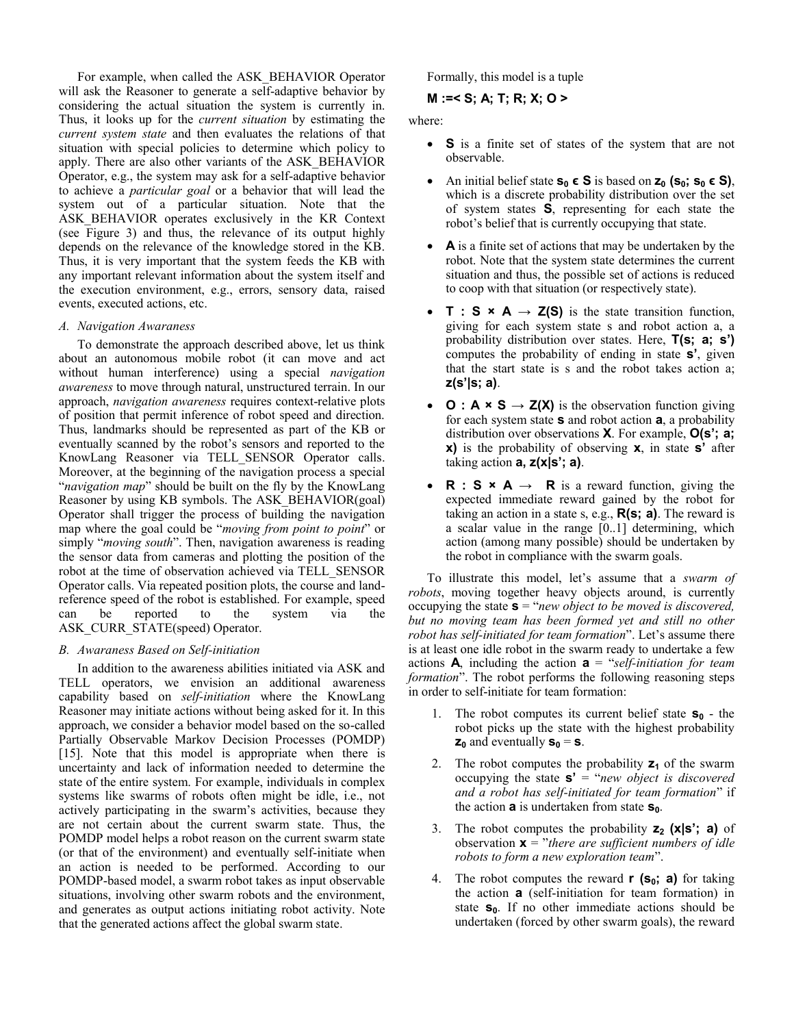For example, when called the ASK_BEHAVIOR Operator will ask the Reasoner to generate a self-adaptive behavior by considering the actual situation the system is currently in. Thus, it looks up for the *current situation* by estimating the *current system state* and then evaluates the relations of that situation with special policies to determine which policy to apply. There are also other variants of the ASK_BEHAVIOR Operator, e.g., the system may ask for a self-adaptive behavior to achieve a *particular goal* or a behavior that will lead the system out of a particular situation. Note that the ASK_BEHAVIOR operates exclusively in the KR Context (see Figure 3) and thus, the relevance of its output highly depends on the relevance of the knowledge stored in the KB. Thus, it is very important that the system feeds the KB with any important relevant information about the system itself and the execution environment, e.g., errors, sensory data, raised events, executed actions, etc.

### *A. Navigation Awareness*

To demonstrate the approach described above, let us think about an autonomous mobile robot (it can move and act without human interference) using a special *navigation awareness* to move through natural, unstructured terrain. In our approach, *navigation awareness* requires context-relative plots of position that permit inference of robot speed and direction. Thus, landmarks should be represented as part of the KB or eventually scanned by the robot's sensors and reported to the KnowLang Reasoner via TELL_SENSOR Operator calls. Moreover, at the beginning of the navigation process a special "*navigation map*" should be built on the fly by the KnowLang Reasoner by using KB symbols. The ASK_BEHAVIOR(goal) Operator shall trigger the process of building the navigation map where the goal could be "*moving from point to point*" or simply "*moving south*". Then, navigation awareness is reading the sensor data from cameras and plotting the position of the robot at the time of observation achieved via TELL_SENSOR Operator calls. Via repeated position plots, the course and land-reference speed of the robot is established. For example, speed can be reported to the system via the ASK_CURR_STATE(speed) Operator.

### *B. Awareness Based on Self-initiation*

In addition to the awareness abilities initiated via ASK and TELL operators, we envision an additional awareness capability based on *self-initiation* where the KnowLang Reasoner may initiate actions without being asked for it. In this approach, we consider a behavior model based on the so-called Partially Observable Markov Decision Processes (POMDP) [15]. Note that this model is appropriate when there is uncertainty and lack of information needed to determine the state of the entire system. For example, individuals in complex systems like swarms of robots often might be idle, i.e., not actively participating in the swarm's activities, because they are not certain about the current swarm state. Thus, the POMDP model helps a robot reason on the current swarm state (or that of the environment) and eventually self-initiate when an action is needed to be performed. According to our POMDP-based model, a swarm robot takes as input observable situations, involving other swarm robots and the environment, and generates as output actions initiating robot activity. Note that the generated actions affect the global swarm state.

Formally, this model is a tuple

$$\mathbf{M := < S; A; T; R; X; O >}$$

where:

- $\mathbf{S}$ is a finite set of states of the system that are not observable.
- An initial belief state $\mathbf{s_0 \in S}$ is based on $\mathbf{z_0\ (s_0;\ s_0 \in S)}$, which is a discrete probability distribution over the set of system states $\mathbf{S}$, representing for each state the robot's belief that is currently occupying that state.
- $\mathbf{A}$ is a finite set of actions that may be undertaken by the robot. Note that the system state determines the current situation and thus, the possible set of actions is reduced to coop with that situation (or respectively state).
- $\mathbf{T : S \times A \rightarrow Z(S)}$ is the state transition function, giving for each system state s and robot action a, a probability distribution over states. Here, $\mathbf{T(s;\ a;\ s')}$ computes the probability of ending in state $\mathbf{s'}$, given that the start state is s and the robot takes action a; $\mathbf{z(s'|s;\ a)}$.
- $\mathbf{O : A \times S \rightarrow Z(X)}$ is the observation function giving for each system state $\mathbf{s}$ and robot action $\mathbf{a}$, a probability distribution over observations $\mathbf{X}$. For example, $\mathbf{O(s';\ a;\ x)}$ is the probability of observing $\mathbf{x}$, in state $\mathbf{s'}$ after taking action $\mathbf{a,\ z(x|s';\ a)}$.
- $\mathbf{R : S \times A \rightarrow\ \ R}$ is a reward function, giving the expected immediate reward gained by the robot for taking an action in a state s, e.g., $\mathbf{R(s;\ a)}$. The reward is a scalar value in the range [0..1] determining, which action (among many possible) should be undertaken by the robot in compliance with the swarm goals.

To illustrate this model, let's assume that a *swarm of robots*, moving together heavy objects around, is currently occupying the state $\mathbf{s}$ = "*new object to be moved is discovered, but no moving team has been formed yet and still no other robot has self-initiated for team formation*". Let's assume there is at least one idle robot in the swarm ready to undertake a few actions $\mathbf{A}$, including the action $\mathbf{a}$ = "*self-initiation for team formation*". The robot performs the following reasoning steps in order to self-initiate for team formation:

1. The robot computes its current belief state $\mathbf{s_0}$ - the robot picks up the state with the highest probability $\mathbf{z_0}$ and eventually $\mathbf{s_0 = s}$.
2. The robot computes the probability $\mathbf{z_1}$ of the swarm occupying the state $\mathbf{s'}$ = "*new object is discovered and a robot has self-initiated for team formation*" if the action $\mathbf{a}$ is undertaken from state $\mathbf{s_0}$.
3. The robot computes the probability $\mathbf{z_2\ (x|s';\ a)}$ of observation $\mathbf{x}$ = "*there are sufficient numbers of idle robots to form a new exploration team*".
4. The robot computes the reward $\mathbf{r\ (s_0;\ a)}$ for taking the action $\mathbf{a}$ (self-initiation for team formation) in state $\mathbf{s_0}$. If no other immediate actions should be undertaken (forced by other swarm goals), the reward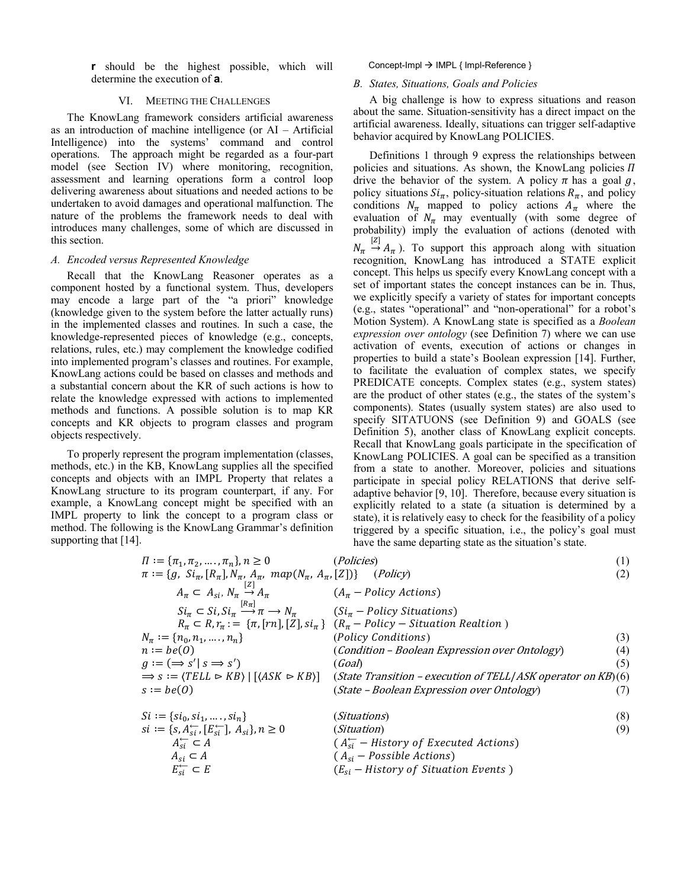**r** should be the highest possible, which will determine the execution of **a**.

## VI. Meeting the Challenges

The KnowLang framework considers artificial awareness as an introduction of machine intelligence (or AI – Artificial Intelligence) into the systems' command and control operations. The approach might be regarded as a four-part model (see Section IV) where monitoring, recognition, assessment and learning operations form a control loop delivering awareness about situations and needed actions to be undertaken to avoid damages and operational malfunction. The nature of the problems the framework needs to deal with introduces many challenges, some of which are discussed in this section.

### *A. Encoded versus Represented Knowledge*

Recall that the KnowLang Reasoner operates as a component hosted by a functional system. Thus, developers may encode a large part of the "a priori" knowledge (knowledge given to the system before the latter actually runs) in the implemented classes and routines. In such a case, the knowledge-represented pieces of knowledge (e.g., concepts, relations, rules, etc.) may complement the knowledge codified into implemented program's classes and routines. For example, KnowLang actions could be based on classes and methods and a substantial concern about the KR of such actions is how to relate the knowledge expressed with actions to implemented methods and functions. A possible solution is to map KR concepts and KR objects to program classes and program objects respectively.

To properly represent the program implementation (classes, methods, etc.) in the KB, KnowLang supplies all the specified concepts and objects with an IMPL Property that relates a KnowLang structure to its program counterpart, if any. For example, a KnowLang concept might be specified with an IMPL property to link the concept to a program class or method. The following is the KnowLang Grammar's definition supporting that [14].

```
Concept-Impl → IMPL { Impl-Reference }
```

### *B. States, Situations, Goals and Policies*

A big challenge is how to express situations and reason about the same. Situation-sensitivity has a direct impact on the artificial awareness. Ideally, situations can trigger self-adaptive behavior acquired by KnowLang POLICIES.

Definitions 1 through 9 express the relationships between policies and situations. As shown, the KnowLang policies $\Pi$ drive the behavior of the system. A policy $\pi$ has a goal $g$, policy situations $Si_\pi$, policy-situation relations $R_\pi$, and policy conditions $N_\pi$ mapped to policy actions $A_\pi$ where the evaluation of $N_\pi$ may eventually (with some degree of probability) imply the evaluation of actions (denoted with $N_\pi \overset{[Z]}{\rightarrow} A_\pi$). To support this approach along with situation recognition, KnowLang has introduced a STATE explicit concept. This helps us specify every KnowLang concept with a set of important states the concept instances can be in. Thus, we explicitly specify a variety of states for important concepts (e.g., states "operational" and "non-operational" for a robot's Motion System). A KnowLang state is specified as a *Boolean expression over ontology* (see Definition 7) where we can use activation of events, execution of actions or changes in properties to build a state's Boolean expression [14]. Further, to facilitate the evaluation of complex states, we specify PREDICATE concepts. Complex states (e.g., system states) are the product of other states (e.g., the states of the system's components). States (usually system states) are also used to specify SITATUONS (see Definition 9) and GOALS (see Definition 5), another class of KnowLang explicit concepts. Recall that KnowLang goals participate in the specification of KnowLang POLICIES. A goal can be specified as a transition from a state to another. Moreover, policies and situations participate in special policy RELATIONS that derive self-adaptive behavior [9, 10]. Therefore, because every situation is explicitly related to a state (a situation is determined by a state), it is relatively easy to check for the feasibility of a policy triggered by a specific situation, i.e., the policy's goal must have the same departing state as the situation's state.

$$\Pi := \{\pi_1, \pi_2, \ldots, \pi_n\}, n \geq 0 \qquad (Policies) \qquad (1)$$

$$\pi := \{g,\ Si_\pi, [R_\pi], N_\pi,\ A_\pi,\ map(N_\pi,\ A_\pi, [Z])\} \qquad (Policy) \qquad (2)$$

$$A_\pi \subset A_{si},\ N_\pi \overset{[Z]}{\rightarrow} A_\pi \qquad (A_\pi - Policy\ Actions)$$

$$Si_\pi \subset Si, Si_\pi \overset{[R_\pi]}{\longrightarrow} \pi \longrightarrow N_\pi \qquad (Si_\pi - Policy\ Situations)$$

$$R_\pi \subset R, r_\pi := \{\pi, [rn], [Z], si_\pi\} \qquad (R_\pi - Policy - Situation\ Realtion\ )$$

$$N_\pi := \{n_0, n_1, \ldots, n_n\} \qquad (Policy\ Conditions) \qquad (3)$$

$$n := be(O) \qquad (Condition – Boolean\ Expression\ over\ Ontology) \qquad (4)$$

$$g := (\Rightarrow s' \mid s \Rightarrow s') \qquad (Goal) \qquad (5)$$

$$\Rightarrow s := \langle TELL \rhd KB\rangle \mid [\langle ASK \rhd KB\rangle] \qquad (State\ Transition – execution\ of\ TELL/ASK\ operator\ on\ KB) \qquad (6)$$

$$s := be(O) \qquad (State – Boolean\ Expression\ over\ Ontology) \qquad (7)$$

$$Si := \{si_0, si_1, \ldots, si_n\} \qquad (Situations) \qquad (8)$$

$$si := \{s, \overleftarrow{A_{si}}, [\overleftarrow{E_{si}}],\ A_{si}\}, n \geq 0 \qquad (Situation) \qquad (9)$$

$$\overleftarrow{A_{si}} \subset A \qquad (\overleftarrow{A_{si}} - History\ of\ Executed\ Actions)$$

$$A_{si} \subset A \qquad (A_{si} - Possible\ Actions)$$

$$\overleftarrow{E_{si}} \subset E \qquad (E_{si} - History\ of\ Situation\ Events\ )$$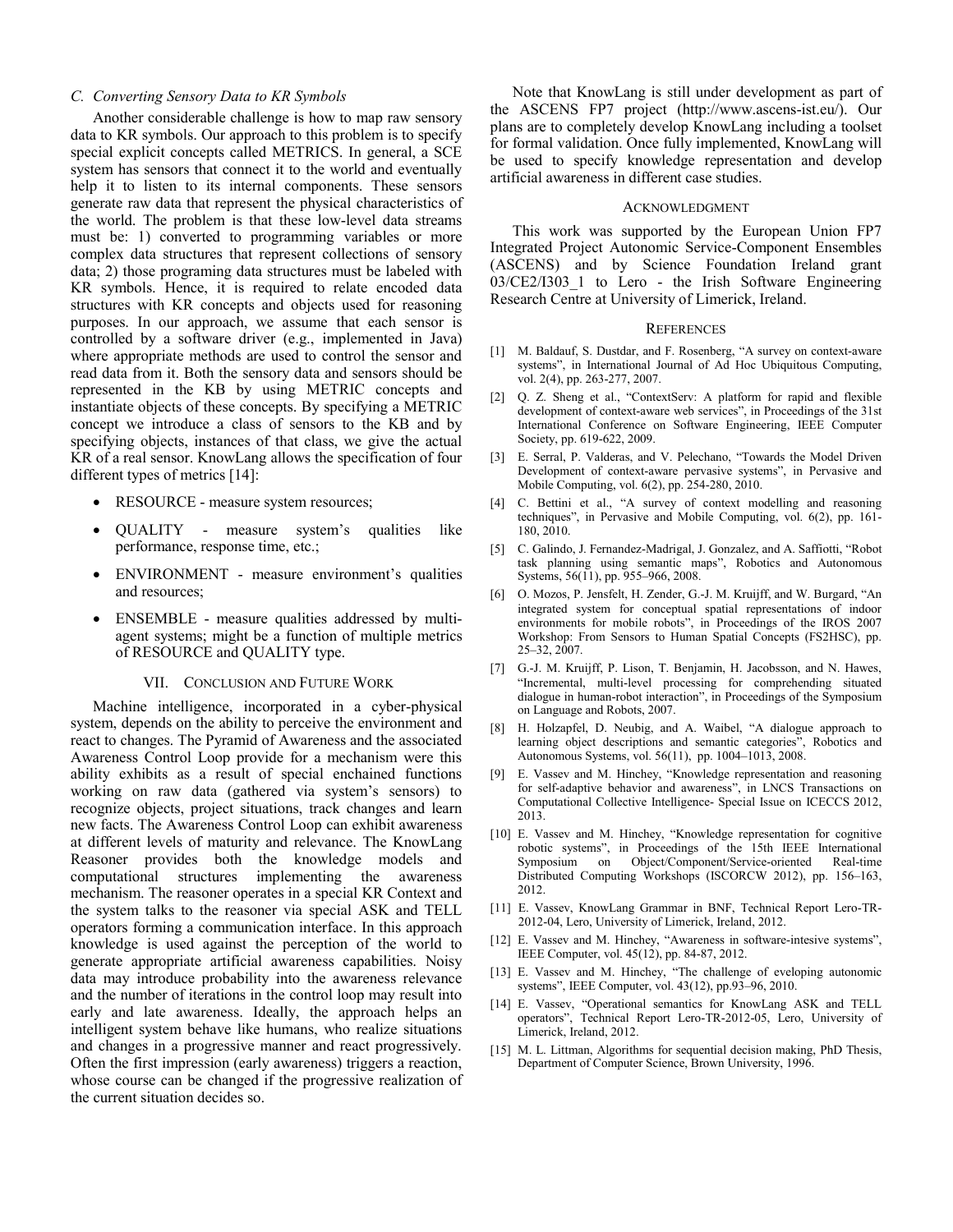### C. Converting Sensory Data to KR Symbols

Another considerable challenge is how to map raw sensory data to KR symbols. Our approach to this problem is to specify special explicit concepts called METRICS. In general, a SCE system has sensors that connect it to the world and eventually help it to listen to its internal components. These sensors generate raw data that represent the physical characteristics of the world. The problem is that these low-level data streams must be: 1) converted to programming variables or more complex data structures that represent collections of sensory data; 2) those programing data structures must be labeled with KR symbols. Hence, it is required to relate encoded data structures with KR concepts and objects used for reasoning purposes. In our approach, we assume that each sensor is controlled by a software driver (e.g., implemented in Java) where appropriate methods are used to control the sensor and read data from it. Both the sensory data and sensors should be represented in the KB by using METRIC concepts and instantiate objects of these concepts. By specifying a METRIC concept we introduce a class of sensors to the KB and by specifying objects, instances of that class, we give the actual KR of a real sensor. KnowLang allows the specification of four different types of metrics [14]:

- RESOURCE - measure system resources;
- QUALITY - measure system's qualities like performance, response time, etc.;
- ENVIRONMENT - measure environment's qualities and resources;
- ENSEMBLE - measure qualities addressed by multi-agent systems; might be a function of multiple metrics of RESOURCE and QUALITY type.

## VII. Conclusion and Future Work

Machine intelligence, incorporated in a cyber-physical system, depends on the ability to perceive the environment and react to changes. The Pyramid of Awareness and the associated Awareness Control Loop provide for a mechanism were this ability exhibits as a result of special enchained functions working on raw data (gathered via system's sensors) to recognize objects, project situations, track changes and learn new facts. The Awareness Control Loop can exhibit awareness at different levels of maturity and relevance. The KnowLang Reasoner provides both the knowledge models and computational structures implementing the awareness mechanism. The reasoner operates in a special KR Context and the system talks to the reasoner via special ASK and TELL operators forming a communication interface. In this approach knowledge is used against the perception of the world to generate appropriate artificial awareness capabilities. Noisy data may introduce probability into the awareness relevance and the number of iterations in the control loop may result into early and late awareness. Ideally, the approach helps an intelligent system behave like humans, who realize situations and changes in a progressive manner and react progressively. Often the first impression (early awareness) triggers a reaction, whose course can be changed if the progressive realization of the current situation decides so.

Note that KnowLang is still under development as part of the ASCENS FP7 project (http://www.ascens-ist.eu/). Our plans are to completely develop KnowLang including a toolset for formal validation. Once fully implemented, KnowLang will be used to specify knowledge representation and develop artificial awareness in different case studies.

## Acknowledgment

This work was supported by the European Union FP7 Integrated Project Autonomic Service-Component Ensembles (ASCENS) and by Science Foundation Ireland grant 03/CE2/I303_1 to Lero - the Irish Software Engineering Research Centre at University of Limerick, Ireland.

## References

[1] M. Baldauf, S. Dustdar, and F. Rosenberg, "A survey on context-aware systems", in International Journal of Ad Hoc Ubiquitous Computing, vol. 2(4), pp. 263-277, 2007.

[2] Q. Z. Sheng et al., "ContextServ: A platform for rapid and flexible development of context-aware web services", in Proceedings of the 31st International Conference on Software Engineering, IEEE Computer Society, pp. 619-622, 2009.

[3] E. Serral, P. Valderas, and V. Pelechano, "Towards the Model Driven Development of context-aware pervasive systems", in Pervasive and Mobile Computing, vol. 6(2), pp. 254-280, 2010.

[4] C. Bettini et al., "A survey of context modelling and reasoning techniques", in Pervasive and Mobile Computing, vol. 6(2), pp. 161-180, 2010.

[5] C. Galindo, J. Fernandez-Madrigal, J. Gonzalez, and A. Saffiotti, "Robot task planning using semantic maps", Robotics and Autonomous Systems, 56(11), pp. 955–966, 2008.

[6] O. Mozos, P. Jensfelt, H. Zender, G.-J. M. Kruijff, and W. Burgard, "An integrated system for conceptual spatial representations of indoor environments for mobile robots", in Proceedings of the IROS 2007 Workshop: From Sensors to Human Spatial Concepts (FS2HSC), pp. 25–32, 2007.

[7] G.-J. M. Kruijff, P. Lison, T. Benjamin, H. Jacobsson, and N. Hawes, "Incremental, multi-level processing for comprehending situated dialogue in human-robot interaction", in Proceedings of the Symposium on Language and Robots, 2007.

[8] H. Holzapfel, D. Neubig, and A. Waibel, "A dialogue approach to learning object descriptions and semantic categories", Robotics and Autonomous Systems, vol. 56(11), pp. 1004–1013, 2008.

[9] E. Vassev and M. Hinchey, "Knowledge representation and reasoning for self-adaptive behavior and awareness", in LNCS Transactions on Computational Collective Intelligence- Special Issue on ICECCS 2012, 2013.

[10] E. Vassev and M. Hinchey, "Knowledge representation for cognitive robotic systems", in Proceedings of the 15th IEEE International Symposium on Object/Component/Service-oriented Real-time Distributed Computing Workshops (ISCORCW 2012), pp. 156–163, 2012.

[11] E. Vassev, KnowLang Grammar in BNF, Technical Report Lero-TR-2012-04, Lero, University of Limerick, Ireland, 2012.

[12] E. Vassev and M. Hinchey, "Awareness in software-intesive systems", IEEE Computer, vol. 45(12), pp. 84-87, 2012.

[13] E. Vassev and M. Hinchey, "The challenge of eveloping autonomic systems", IEEE Computer, vol. 43(12), pp.93–96, 2010.

[14] E. Vassev, "Operational semantics for KnowLang ASK and TELL operators", Technical Report Lero-TR-2012-05, Lero, University of Limerick, Ireland, 2012.

[15] M. L. Littman, Algorithms for sequential decision making, PhD Thesis, Department of Computer Science, Brown University, 1996.